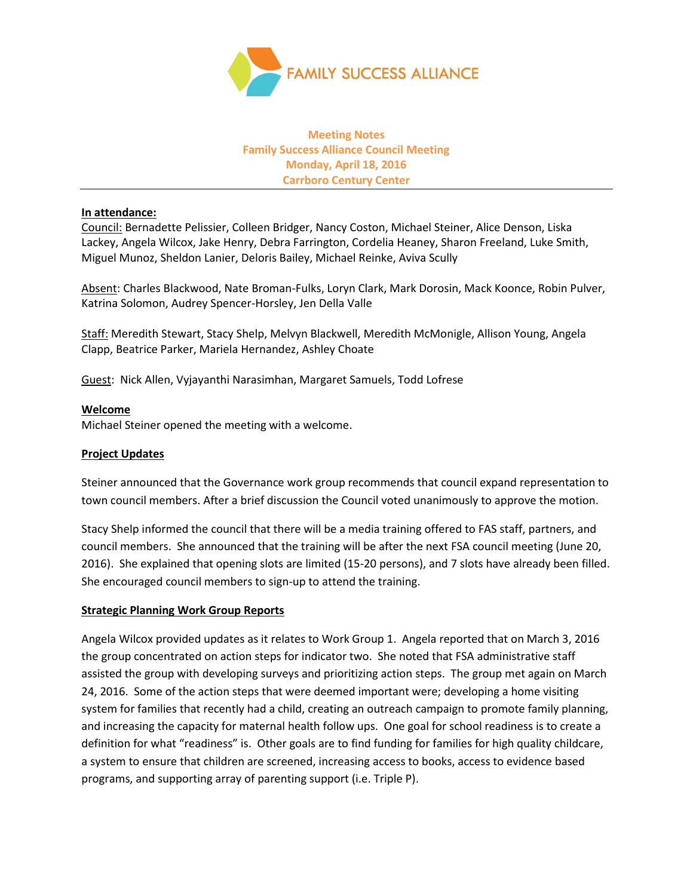FAMILY SUCCESS ALLIANCE

**Meeting Notes**
**Family Success Alliance Council Meeting**
**Monday, April 18, 2016**
**Carrboro Century Center**

---

**In attendance:**

Council: Bernadette Pelissier, Colleen Bridger, Nancy Coston, Michael Steiner, Alice Denson, Liska Lackey, Angela Wilcox, Jake Henry, Debra Farrington, Cordelia Heaney, Sharon Freeland, Luke Smith, Miguel Munoz, Sheldon Lanier, Deloris Bailey, Michael Reinke, Aviva Scully

Absent: Charles Blackwood, Nate Broman-Fulks, Loryn Clark, Mark Dorosin, Mack Koonce, Robin Pulver, Katrina Solomon, Audrey Spencer-Horsley, Jen Della Valle

Staff: Meredith Stewart, Stacy Shelp, Melvyn Blackwell, Meredith McMonigle, Allison Young, Angela Clapp, Beatrice Parker, Mariela Hernandez, Ashley Choate

Guest: Nick Allen, Vyjayanthi Narasimhan, Margaret Samuels, Todd Lofrese

**Welcome**

Michael Steiner opened the meeting with a welcome.

**Project Updates**

Steiner announced that the Governance work group recommends that council expand representation to town council members. After a brief discussion the Council voted unanimously to approve the motion.

Stacy Shelp informed the council that there will be a media training offered to FAS staff, partners, and council members. She announced that the training will be after the next FSA council meeting (June 20, 2016). She explained that opening slots are limited (15-20 persons), and 7 slots have already been filled. She encouraged council members to sign-up to attend the training.

**Strategic Planning Work Group Reports**

Angela Wilcox provided updates as it relates to Work Group 1. Angela reported that on March 3, 2016 the group concentrated on action steps for indicator two. She noted that FSA administrative staff assisted the group with developing surveys and prioritizing action steps. The group met again on March 24, 2016. Some of the action steps that were deemed important were; developing a home visiting system for families that recently had a child, creating an outreach campaign to promote family planning, and increasing the capacity for maternal health follow ups. One goal for school readiness is to create a definition for what "readiness" is. Other goals are to find funding for families for high quality childcare, a system to ensure that children are screened, increasing access to books, access to evidence based programs, and supporting array of parenting support (i.e. Triple P).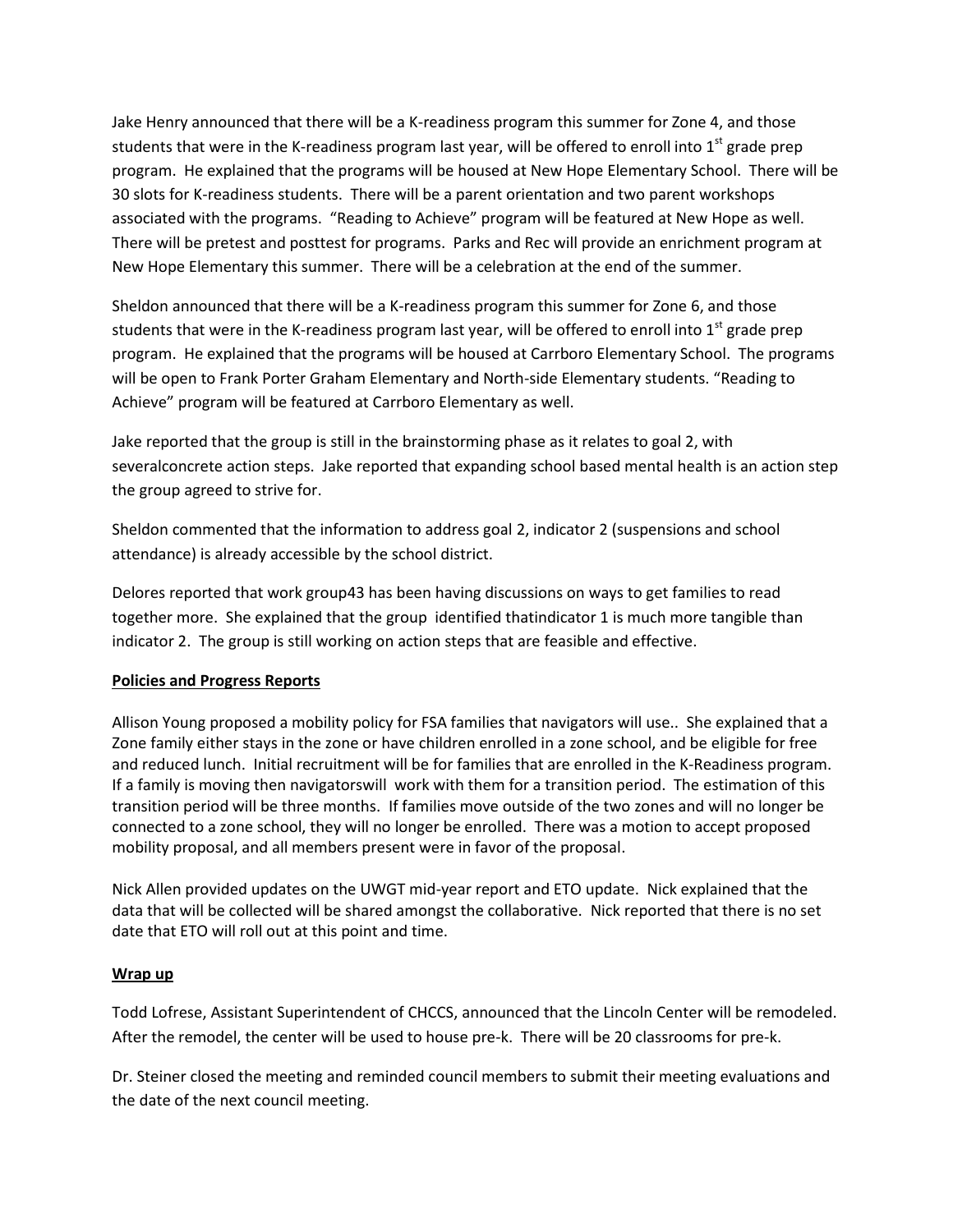Jake Henry announced that there will be a K-readiness program this summer for Zone 4, and those students that were in the K-readiness program last year, will be offered to enroll into 1st grade prep program. He explained that the programs will be housed at New Hope Elementary School. There will be 30 slots for K-readiness students. There will be a parent orientation and two parent workshops associated with the programs. "Reading to Achieve" program will be featured at New Hope as well. There will be pretest and posttest for programs. Parks and Rec will provide an enrichment program at New Hope Elementary this summer. There will be a celebration at the end of the summer.

Sheldon announced that there will be a K-readiness program this summer for Zone 6, and those students that were in the K-readiness program last year, will be offered to enroll into 1st grade prep program. He explained that the programs will be housed at Carrboro Elementary School. The programs will be open to Frank Porter Graham Elementary and North-side Elementary students. "Reading to Achieve" program will be featured at Carrboro Elementary as well.

Jake reported that the group is still in the brainstorming phase as it relates to goal 2, with severalconcrete action steps. Jake reported that expanding school based mental health is an action step the group agreed to strive for.

Sheldon commented that the information to address goal 2, indicator 2 (suspensions and school attendance) is already accessible by the school district.

Delores reported that work group43 has been having discussions on ways to get families to read together more. She explained that the group identified thatindicator 1 is much more tangible than indicator 2. The group is still working on action steps that are feasible and effective.

**Policies and Progress Reports**

Allison Young proposed a mobility policy for FSA families that navigators will use.. She explained that a Zone family either stays in the zone or have children enrolled in a zone school, and be eligible for free and reduced lunch. Initial recruitment will be for families that are enrolled in the K-Readiness program. If a family is moving then navigatorswill work with them for a transition period. The estimation of this transition period will be three months. If families move outside of the two zones and will no longer be connected to a zone school, they will no longer be enrolled. There was a motion to accept proposed mobility proposal, and all members present were in favor of the proposal.

Nick Allen provided updates on the UWGT mid-year report and ETO update. Nick explained that the data that will be collected will be shared amongst the collaborative. Nick reported that there is no set date that ETO will roll out at this point and time.

**Wrap up**

Todd Lofrese, Assistant Superintendent of CHCCS, announced that the Lincoln Center will be remodeled. After the remodel, the center will be used to house pre-k. There will be 20 classrooms for pre-k.

Dr. Steiner closed the meeting and reminded council members to submit their meeting evaluations and the date of the next council meeting.